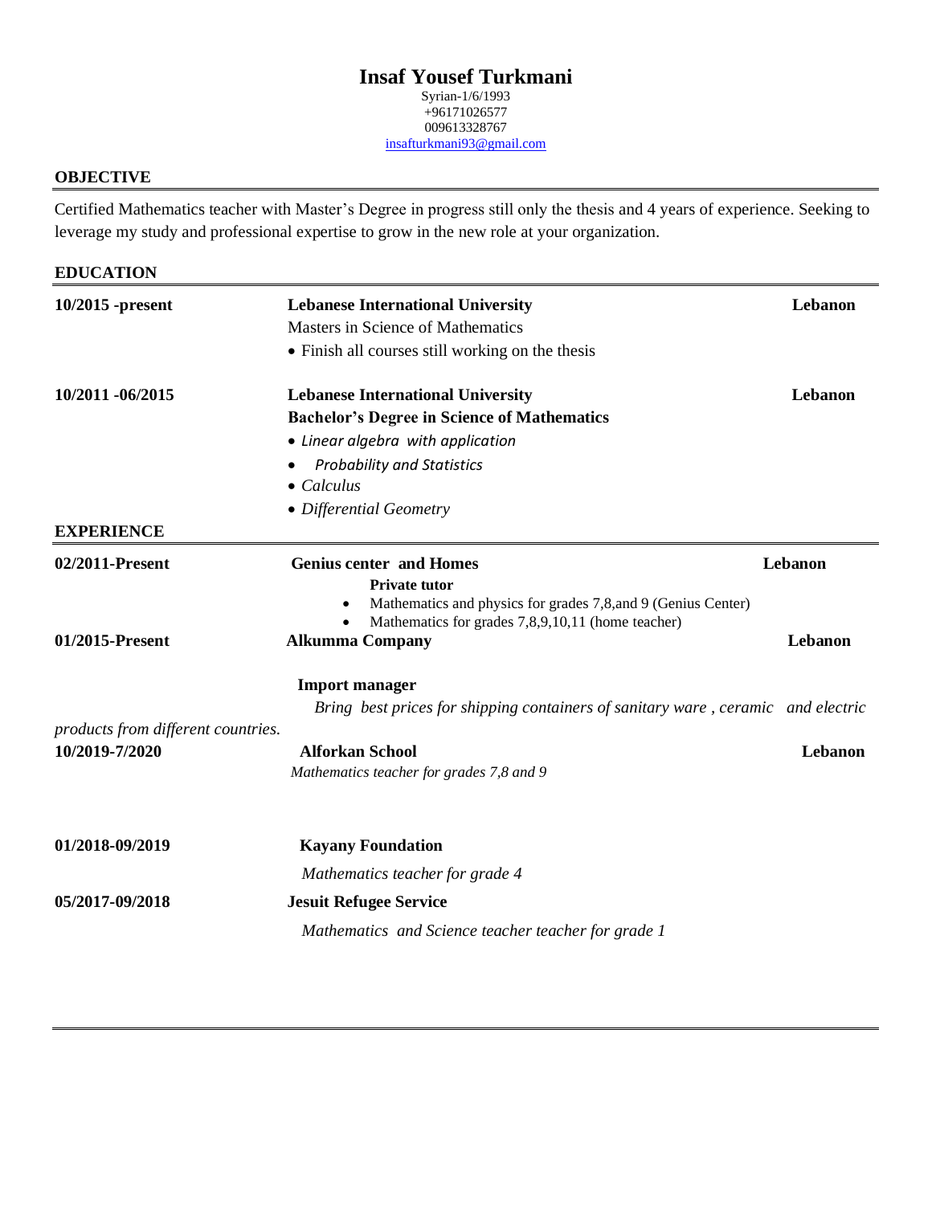# Insaf Yousef Turkmani

Syrian-1/6/1993
+96171026577
009613328767
insafturkmani93@gmail.com

## OBJECTIVE

Certified Mathematics teacher with Master's Degree in progress still only the thesis and 4 years of experience. Seeking to leverage my study and professional expertise to grow in the new role at your organization.

## EDUCATION

**10/2015 -present** — **Lebanese International University** — **Lebanon**

Masters in Science of Mathematics

- Finish all courses still working on the thesis

**10/2011 -06/2015** — **Lebanese International University** — **Lebanon**

**Bachelor's Degree in Science of Mathematics**

- *Linear algebra with application*
- *Probability and Statistics*
- *Calculus*
- *Differential Geometry*

## EXPERIENCE

**02/2011-Present** — **Genius center and Homes** — **Lebanon**

**Private tutor**

- Mathematics and physics for grades 7,8,and 9 (Genius Center)
- Mathematics for grades 7,8,9,10,11 (home teacher)

**01/2015-Present** — **Alkumma Company** — **Lebanon**

**Import manager**

*Bring best prices for shipping containers of sanitary ware , ceramic and electric products from different countries.*

**10/2019-7/2020** — **Alforkan School** — **Lebanon**

*Mathematics teacher for grades 7,8 and 9*

**01/2018-09/2019** — **Kayany Foundation**

*Mathematics teacher for grade 4*

**05/2017-09/2018** — **Jesuit Refugee Service**

*Mathematics and Science teacher teacher for grade 1*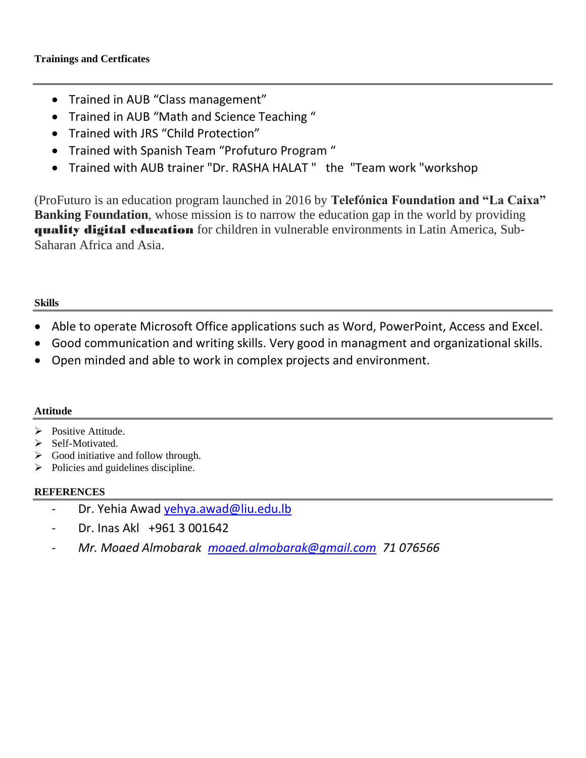**Trainings and Certficates**

- Trained in AUB “Class management”
- Trained in AUB “Math and Science Teaching “
- Trained with JRS “Child Protection”
- Trained with Spanish Team “Profuturo Program “
- Trained with AUB trainer "Dr. RASHA HALAT "   the  "Team work "workshop

(ProFuturo is an education program launched in 2016 by **Telefónica Foundation and “La Caixa” Banking Foundation**, whose mission is to narrow the education gap in the world by providing **quality digital education** for children in vulnerable environments in Latin America, Sub-Saharan Africa and Asia.

**Skills**

- Able to operate Microsoft Office applications such as Word, PowerPoint, Access and Excel.
- Good communication and writing skills. Very good in managment and organizational skills.
- Open minded and able to work in complex projects and environment.

**Attitude**

- Positive Attitude.
- Self-Motivated.
- Good initiative and follow through.
- Policies and guidelines discipline.

**REFERENCES**

- Dr. Yehia Awad yehya.awad@liu.edu.lb
- Dr. Inas Akl   +961 3 001642
- *Mr. Moaed Almobarak  moaed.almobarak@gmail.com  71 076566*